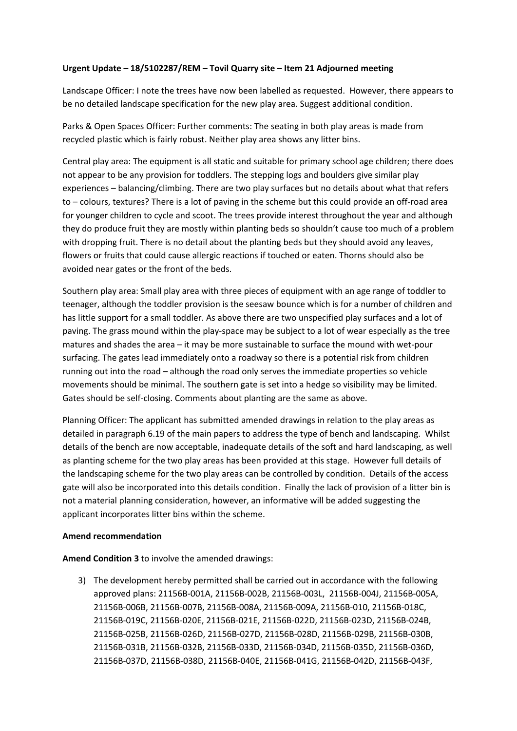**Urgent Update – 18/5102287/REM – Tovil Quarry site – Item 21 Adjourned meeting**

Landscape Officer: I note the trees have now been labelled as requested. However, there appears to be no detailed landscape specification for the new play area. Suggest additional condition.

Parks & Open Spaces Officer: Further comments: The seating in both play areas is made from recycled plastic which is fairly robust. Neither play area shows any litter bins.

Central play area: The equipment is all static and suitable for primary school age children; there does not appear to be any provision for toddlers. The stepping logs and boulders give similar play experiences – balancing/climbing. There are two play surfaces but no details about what that refers to – colours, textures? There is a lot of paving in the scheme but this could provide an off-road area for younger children to cycle and scoot. The trees provide interest throughout the year and although they do produce fruit they are mostly within planting beds so shouldn't cause too much of a problem with dropping fruit. There is no detail about the planting beds but they should avoid any leaves, flowers or fruits that could cause allergic reactions if touched or eaten. Thorns should also be avoided near gates or the front of the beds.

Southern play area: Small play area with three pieces of equipment with an age range of toddler to teenager, although the toddler provision is the seesaw bounce which is for a number of children and has little support for a small toddler. As above there are two unspecified play surfaces and a lot of paving. The grass mound within the play-space may be subject to a lot of wear especially as the tree matures and shades the area – it may be more sustainable to surface the mound with wet-pour surfacing. The gates lead immediately onto a roadway so there is a potential risk from children running out into the road – although the road only serves the immediate properties so vehicle movements should be minimal. The southern gate is set into a hedge so visibility may be limited. Gates should be self-closing. Comments about planting are the same as above.

Planning Officer: The applicant has submitted amended drawings in relation to the play areas as detailed in paragraph 6.19 of the main papers to address the type of bench and landscaping. Whilst details of the bench are now acceptable, inadequate details of the soft and hard landscaping, as well as planting scheme for the two play areas has been provided at this stage. However full details of the landscaping scheme for the two play areas can be controlled by condition. Details of the access gate will also be incorporated into this details condition. Finally the lack of provision of a litter bin is not a material planning consideration, however, an informative will be added suggesting the applicant incorporates litter bins within the scheme.

**Amend recommendation**

**Amend Condition 3** to involve the amended drawings:

3) The development hereby permitted shall be carried out in accordance with the following approved plans: 21156B-001A, 21156B-002B, 21156B-003L, 21156B-004J, 21156B-005A, 21156B-006B, 21156B-007B, 21156B-008A, 21156B-009A, 21156B-010, 21156B-018C, 21156B-019C, 21156B-020E, 21156B-021E, 21156B-022D, 21156B-023D, 21156B-024B, 21156B-025B, 21156B-026D, 21156B-027D, 21156B-028D, 21156B-029B, 21156B-030B, 21156B-031B, 21156B-032B, 21156B-033D, 21156B-034D, 21156B-035D, 21156B-036D, 21156B-037D, 21156B-038D, 21156B-040E, 21156B-041G, 21156B-042D, 21156B-043F,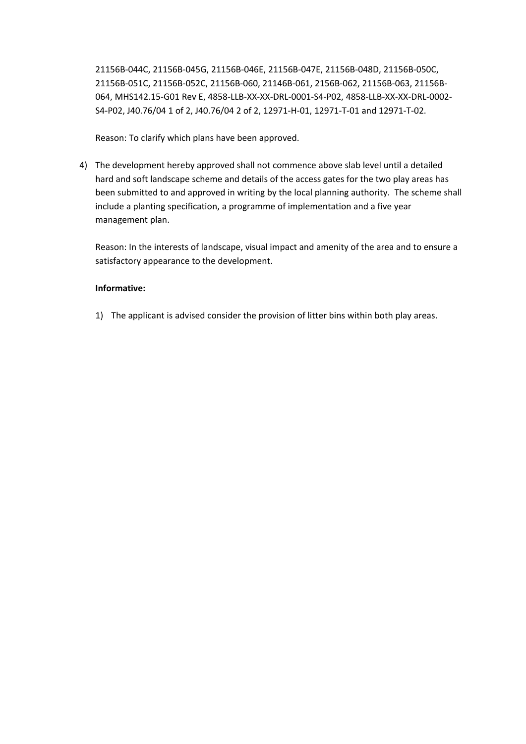21156B-044C, 21156B-045G, 21156B-046E, 21156B-047E, 21156B-048D, 21156B-050C, 21156B-051C, 21156B-052C, 21156B-060, 21146B-061, 2156B-062, 21156B-063, 21156B-064, MHS142.15-G01 Rev E, 4858-LLB-XX-XX-DRL-0001-S4-P02, 4858-LLB-XX-XX-DRL-0002-S4-P02, J40.76/04 1 of 2, J40.76/04 2 of 2, 12971-H-01, 12971-T-01 and 12971-T-02.

Reason: To clarify which plans have been approved.

4) The development hereby approved shall not commence above slab level until a detailed hard and soft landscape scheme and details of the access gates for the two play areas has been submitted to and approved in writing by the local planning authority. The scheme shall include a planting specification, a programme of implementation and a five year management plan.

   Reason: In the interests of landscape, visual impact and amenity of the area and to ensure a satisfactory appearance to the development.

   **Informative:**

   1) The applicant is advised consider the provision of litter bins within both play areas.